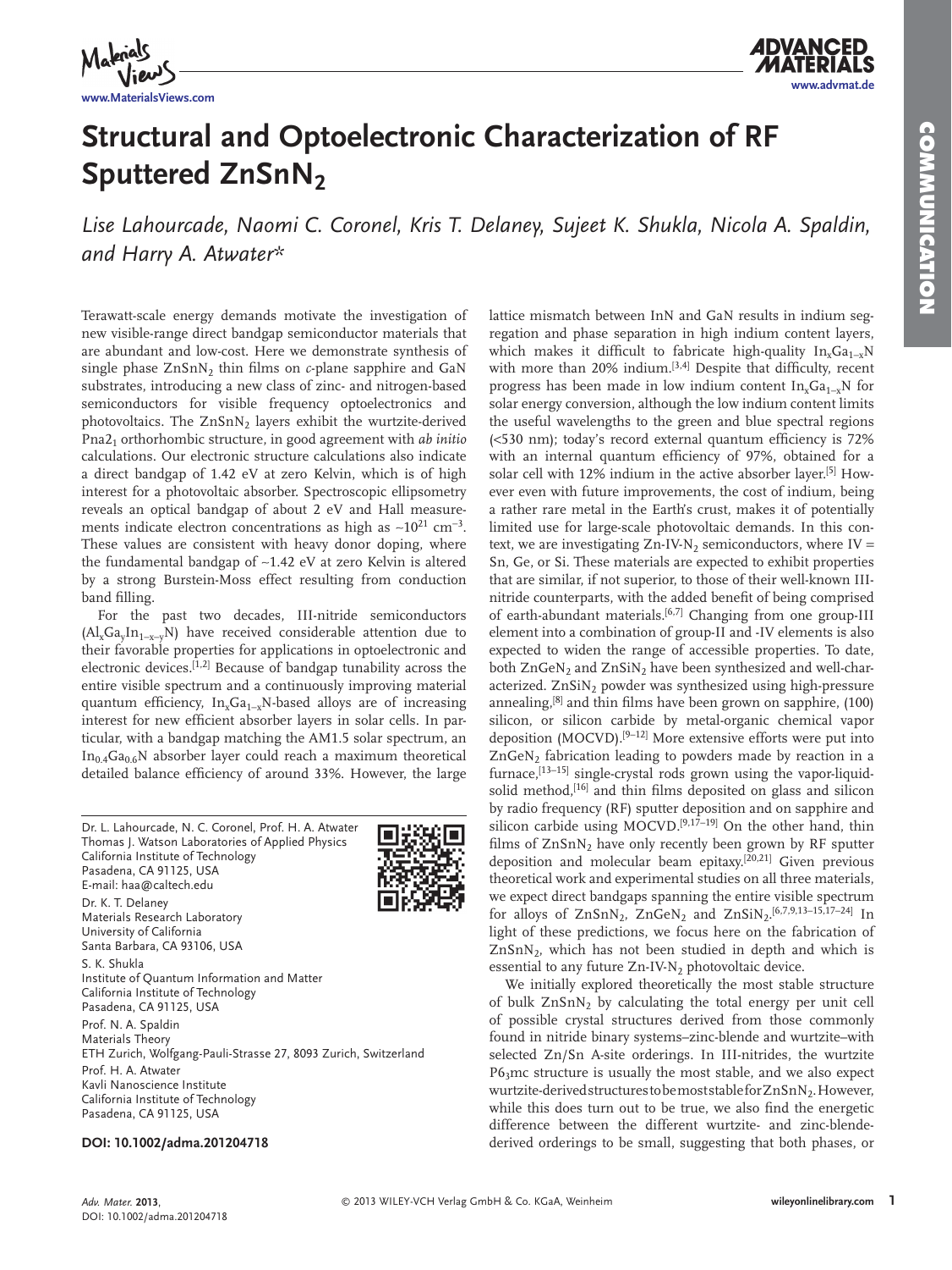# Structural and Optoelectronic Characterization of RF Sputtered $ZnSnN_2$

*Lise Lahourcade, Naomi C. Coronel, Kris T. Delaney, Sujeet K. Shukla, Nicola A. Spaldin, and Harry A. Atwater\**

Terawatt-scale energy demands motivate the investigation of new visible-range direct bandgap semiconductor materials that are abundant and low-cost. Here we demonstrate synthesis of single phase $ZnSnN_2$ thin films on *c*-plane sapphire and GaN substrates, introducing a new class of zinc- and nitrogen-based semiconductors for visible frequency optoelectronics and photovoltaics. The $ZnSnN_2$ layers exhibit the wurtzite-derived $Pna2_1$ orthorhombic structure, in good agreement with *ab initio* calculations. Our electronic structure calculations also indicate a direct bandgap of 1.42 eV at zero Kelvin, which is of high interest for a photovoltaic absorber. Spectroscopic ellipsometry reveals an optical bandgap of about 2 eV and Hall measurements indicate electron concentrations as high as ~$10^{21}$ $cm^{-3}$. These values are consistent with heavy donor doping, where the fundamental bandgap of ~1.42 eV at zero Kelvin is altered by a strong Burstein-Moss effect resulting from conduction band filling.

For the past two decades, III-nitride semiconductors ($Al_xGa_yIn_{1-x-y}N$) have received considerable attention due to their favorable properties for applications in optoelectronic and electronic devices.[1,2] Because of bandgap tunability across the entire visible spectrum and a continuously improving material quantum efficiency, $In_xGa_{1-x}N$-based alloys are of increasing interest for new efficient absorber layers in solar cells. In particular, with a bandgap matching the AM1.5 solar spectrum, an $In_{0.4}Ga_{0.6}N$ absorber layer could reach a maximum theoretical detailed balance efficiency of around 33%. However, the large lattice mismatch between InN and GaN results in indium segregation and phase separation in high indium content layers, which makes it difficult to fabricate high-quality $In_xGa_{1-x}N$ with more than 20% indium.[3,4] Despite that difficulty, recent progress has been made in low indium content $In_xGa_{1-x}N$ for solar energy conversion, although the low indium content limits the useful wavelengths to the green and blue spectral regions (<530 nm); today's record external quantum efficiency is 72% with an internal quantum efficiency of 97%, obtained for a solar cell with 12% indium in the active absorber layer.[5] However even with future improvements, the cost of indium, being a rather rare metal in the Earth's crust, makes it of potentially limited use for large-scale photovoltaic demands. In this context, we are investigating Zn-IV-$N_2$ semiconductors, where IV = Sn, Ge, or Si. These materials are expected to exhibit properties that are similar, if not superior, to those of their well-known III-nitride counterparts, with the added benefit of being comprised of earth-abundant materials.[6,7] Changing from one group-III element into a combination of group-II and -IV elements is also expected to widen the range of accessible properties. To date, both $ZnGeN_2$ and $ZnSiN_2$ have been synthesized and well-characterized. $ZnSiN_2$ powder was synthesized using high-pressure annealing,[8] and thin films have been grown on sapphire, (100) silicon, or silicon carbide by metal-organic chemical vapor deposition (MOCVD).[9–12] More extensive efforts were put into $ZnGeN_2$ fabrication leading to powders made by reaction in a furnace,[13–15] single-crystal rods grown using the vapor-liquid-solid method,[16] and thin films deposited on glass and silicon by radio frequency (RF) sputter deposition and on sapphire and silicon carbide using MOCVD.[9,17–19] On the other hand, thin films of $ZnSnN_2$ have only recently been grown by RF sputter deposition and molecular beam epitaxy.[20,21] Given previous theoretical work and experimental studies on all three materials, we expect direct bandgaps spanning the entire visible spectrum for alloys of $ZnSnN_2$, $ZnGeN_2$ and $ZnSiN_2$.[6,7,9,13–15,17–24] In light of these predictions, we focus here on the fabrication of $ZnSnN_2$, which has not been studied in depth and which is essential to any future Zn-IV-$N_2$ photovoltaic device.

We initially explored theoretically the most stable structure of bulk $ZnSnN_2$ by calculating the total energy per unit cell of possible crystal structures derived from those commonly found in nitride binary systems–zinc-blende and wurtzite–with selected Zn/Sn A-site orderings. In III-nitrides, the wurtzite $P6_3mc$ structure is usually the most stable, and we also expect wurtzite-derived structures to be most stable for $ZnSnN_2$. However, while this does turn out to be true, we also find the energetic difference between the different wurtzite- and zinc-blende-derived orderings to be small, suggesting that both phases, or

Dr. L. Lahourcade, N. C. Coronel, Prof. H. A. Atwater
Thomas J. Watson Laboratories of Applied Physics
California Institute of Technology
Pasadena, CA 91125, USA
E-mail: haa@caltech.edu

Dr. K. T. Delaney
Materials Research Laboratory
University of California
Santa Barbara, CA 93106, USA

S. K. Shukla
Institute of Quantum Information and Matter
California Institute of Technology
Pasadena, CA 91125, USA

Prof. N. A. Spaldin
Materials Theory
ETH Zurich, Wolfgang-Pauli-Strasse 27, 8093 Zurich, Switzerland

Prof. H. A. Atwater
Kavli Nanoscience Institute
California Institute of Technology
Pasadena, CA 91125, USA

**DOI: 10.1002/adma.201204718**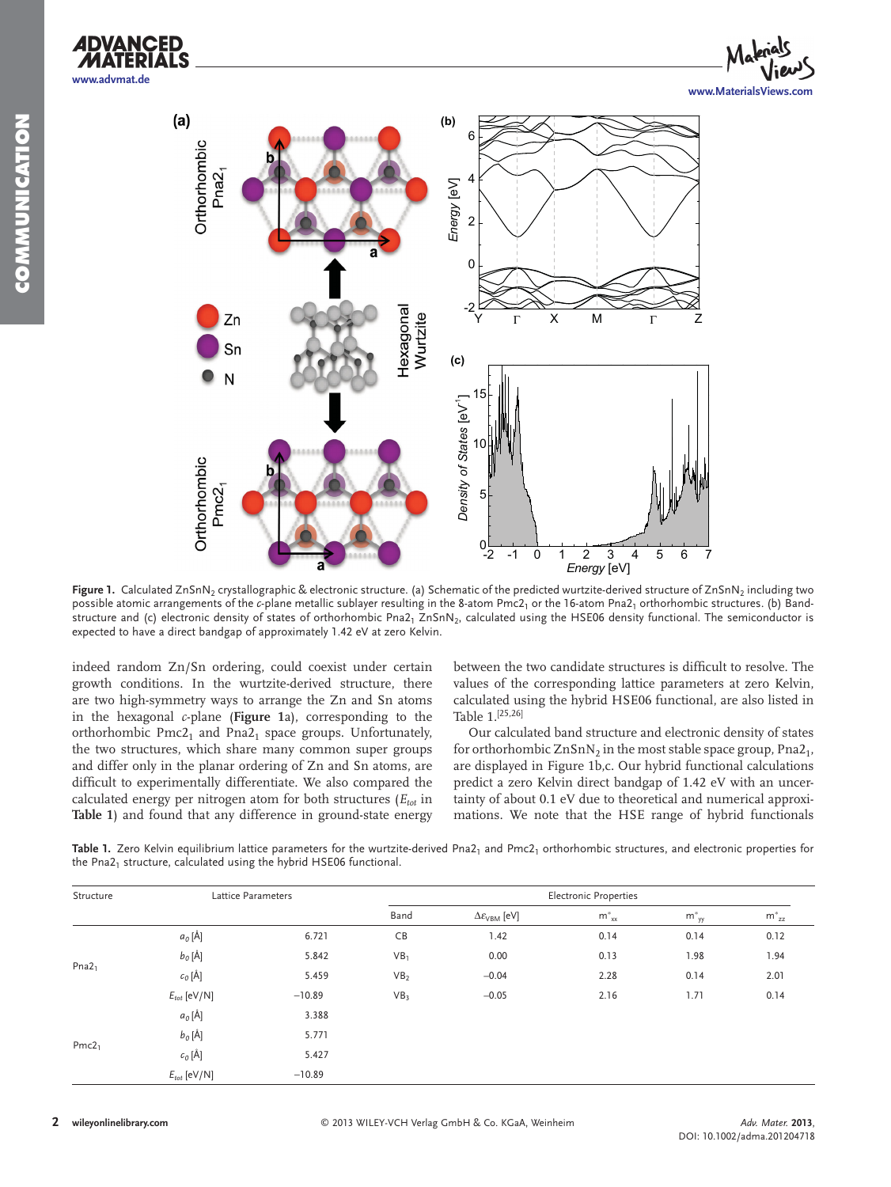Figure 1. Calculated $ZnSnN_2$ crystallographic & electronic structure. (a) Schematic of the predicted wurtzite-derived structure of $ZnSnN_2$ including two possible atomic arrangements of the *c*-plane metallic sublayer resulting in the 8-atom $Pmc2_1$ or the 16-atom $Pna2_1$ orthorhombic structures. (b) Band-structure and (c) electronic density of states of orthorhombic $Pna2_1$ $ZnSnN_2$, calculated using the HSE06 density functional. The semiconductor is expected to have a direct bandgap of approximately 1.42 eV at zero Kelvin.

indeed random Zn/Sn ordering, could coexist under certain growth conditions. In the wurtzite-derived structure, there are two high-symmetry ways to arrange the Zn and Sn atoms in the hexagonal *c*-plane (**Figure 1**a), corresponding to the orthorhombic $Pmc2_1$ and $Pna2_1$ space groups. Unfortunately, the two structures, which share many common super groups and differ only in the planar ordering of Zn and Sn atoms, are difficult to experimentally differentiate. We also compared the calculated energy per nitrogen atom for both structures ($E_{tot}$ in **Table 1**) and found that any difference in ground-state energy between the two candidate structures is difficult to resolve. The values of the corresponding lattice parameters at zero Kelvin, calculated using the hybrid HSE06 functional, are also listed in Table 1.[25,26]

Our calculated band structure and electronic density of states for orthorhombic $ZnSnN_2$ in the most stable space group, $Pna2_1$, are displayed in Figure 1b,c. Our hybrid functional calculations predict a zero Kelvin direct bandgap of 1.42 eV with an uncertainty of about 0.1 eV due to theoretical and numerical approximations. We note that the HSE range of hybrid functionals

Table 1. Zero Kelvin equilibrium lattice parameters for the wurtzite-derived $Pna2_1$ and $Pmc2_1$ orthorhombic structures, and electronic properties for the $Pna2_1$ structure, calculated using the hybrid HSE06 functional.

| Structure | Lattice Parameters | | Electronic Properties | | | | |
|---|---|---|---|---|---|---|---|
| | | | Band | $\Delta\varepsilon_{VBM}$ [eV] | $m^*_{xx}$ | $m^*_{yy}$ | $m^*_{zz}$ |
| $Pna2_1$ | $a_0$ [Å] | 6.721 | CB | 1.42 | 0.14 | 0.14 | 0.12 |
| | $b_0$ [Å] | 5.842 | $VB_1$ | 0.00 | 0.13 | 1.98 | 1.94 |
| | $c_0$ [Å] | 5.459 | $VB_2$ | −0.04 | 2.28 | 0.14 | 2.01 |
| | $E_{tot}$ [eV/N] | −10.89 | $VB_3$ | −0.05 | 2.16 | 1.71 | 0.14 |
| $Pmc2_1$ | $a_0$ [Å] | 3.388 | | | | | |
| | $b_0$ [Å] | 5.771 | | | | | |
| | $c_0$ [Å] | 5.427 | | | | | |
| | $E_{tot}$ [eV/N] | −10.89 | | | | | |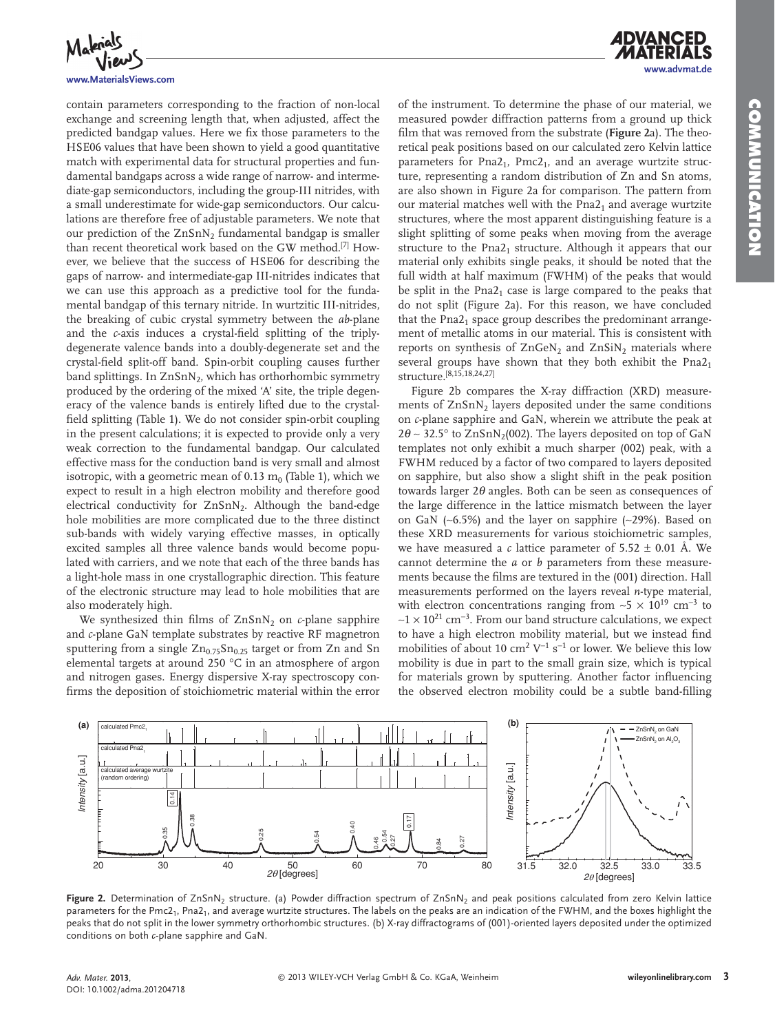contain parameters corresponding to the fraction of non-local exchange and screening length that, when adjusted, affect the predicted bandgap values. Here we fix those parameters to the HSE06 values that have been shown to yield a good quantitative match with experimental data for structural properties and fundamental bandgaps across a wide range of narrow- and intermediate-gap semiconductors, including the group-III nitrides, with a small underestimate for wide-gap semiconductors. Our calculations are therefore free of adjustable parameters. We note that our prediction of the $ZnSnN_2$ fundamental bandgap is smaller than recent theoretical work based on the GW method.[7] However, we believe that the success of HSE06 for describing the gaps of narrow- and intermediate-gap III-nitrides indicates that we can use this approach as a predictive tool for the fundamental bandgap of this ternary nitride. In wurtzitic III-nitrides, the breaking of cubic crystal symmetry between the *ab*-plane and the *c*-axis induces a crystal-field splitting of the triply-degenerate valence bands into a doubly-degenerate set and the crystal-field split-off band. Spin-orbit coupling causes further band splittings. In $ZnSnN_2$, which has orthorhombic symmetry produced by the ordering of the mixed 'A' site, the triple degeneracy of the valence bands is entirely lifted due to the crystal-field splitting (Table 1). We do not consider spin-orbit coupling in the present calculations; it is expected to provide only a very weak correction to the fundamental bandgap. Our calculated effective mass for the conduction band is very small and almost isotropic, with a geometric mean of 0.13 $m_0$ (Table 1), which we expect to result in a high electron mobility and therefore good electrical conductivity for $ZnSnN_2$. Although the band-edge hole mobilities are more complicated due to the three distinct sub-bands with widely varying effective masses, in optically excited samples all three valence bands would become populated with carriers, and we note that each of the three bands has a light-hole mass in one crystallographic direction. This feature of the electronic structure may lead to hole mobilities that are also moderately high.

We synthesized thin films of $ZnSnN_2$ on *c*-plane sapphire and *c*-plane GaN template substrates by reactive RF magnetron sputtering from a single $Zn_{0.75}Sn_{0.25}$ target or from Zn and Sn elemental targets at around 250 °C in an atmosphere of argon and nitrogen gases. Energy dispersive X-ray spectroscopy confirms the deposition of stoichiometric material within the error of the instrument. To determine the phase of our material, we measured powder diffraction patterns from a ground up thick film that was removed from the substrate (**Figure 2**a). The theoretical peak positions based on our calculated zero Kelvin lattice parameters for $Pna2_1$, $Pmc2_1$, and an average wurtzite structure, representing a random distribution of Zn and Sn atoms, are also shown in Figure 2a for comparison. The pattern from our material matches well with the $Pna2_1$ and average wurtzite structures, where the most apparent distinguishing feature is a slight splitting of some peaks when moving from the average structure to the $Pna2_1$ structure. Although it appears that our material only exhibits single peaks, it should be noted that the full width at half maximum (FWHM) of the peaks that would be split in the $Pna2_1$ case is large compared to the peaks that do not split (Figure 2a). For this reason, we have concluded that the $Pna2_1$ space group describes the predominant arrangement of metallic atoms in our material. This is consistent with reports on synthesis of $ZnGeN_2$ and $ZnSiN_2$ materials where several groups have shown that they both exhibit the $Pna2_1$ structure.[8,15,18,24,27]

Figure 2b compares the X-ray diffraction (XRD) measurements of $ZnSnN_2$ layers deposited under the same conditions on *c*-plane sapphire and GaN, wherein we attribute the peak at $2\theta \sim 32.5°$ to $ZnSnN_2(002)$. The layers deposited on top of GaN templates not only exhibit a much sharper (002) peak, with a FWHM reduced by a factor of two compared to layers deposited on sapphire, but also show a slight shift in the peak position towards larger $2\theta$ angles. Both can be seen as consequences of the large difference in the lattice mismatch between the layer on GaN (~6.5%) and the layer on sapphire (~29%). Based on these XRD measurements for various stoichiometric samples, we have measured a *c* lattice parameter of 5.52 ± 0.01 Å. We cannot determine the *a* or *b* parameters from these measurements because the films are textured in the (001) direction. Hall measurements performed on the layers reveal *n*-type material, with electron concentrations ranging from $\sim 5 \times 10^{19}$ cm$^{-3}$ to $\sim 1 \times 10^{21}$ cm$^{-3}$. From our band structure calculations, we expect to have a high electron mobility material, but we instead find mobilities of about 10 cm$^2$ V$^{-1}$ s$^{-1}$ or lower. We believe this low mobility is due in part to the small grain size, which is typical for materials grown by sputtering. Another factor influencing the observed electron mobility could be a subtle band-filling

(a)
calculated Pmc2₁
calculated Pna2₁
calculated average wurtzite (random ordering)
Intensity [a.u.]
0.35 0.14 0.38 0.25 0.54 0.40 0.46 0.54 0.27 0.17 0.84 0.27
20 30 40 50 60 70 80
2θ [degrees]

(b)
ZnSnN₂ on GaN
ZnSnN₂ on Al₂O₃
Intensity [a.u.]
31.5 32.0 32.5 33.0 33.5
2θ [degrees]

**Figure 2.** Determination of $ZnSnN_2$ structure. (a) Powder diffraction spectrum of $ZnSnN_2$ and peak positions calculated from zero Kelvin lattice parameters for the $Pmc2_1$, $Pna2_1$, and average wurtzite structures. The labels on the peaks are an indication of the FWHM, and the boxes highlight the peaks that do not split in the lower symmetry orthorhombic structures. (b) X-ray diffractograms of (001)-oriented layers deposited under the optimized conditions on both *c*-plane sapphire and GaN.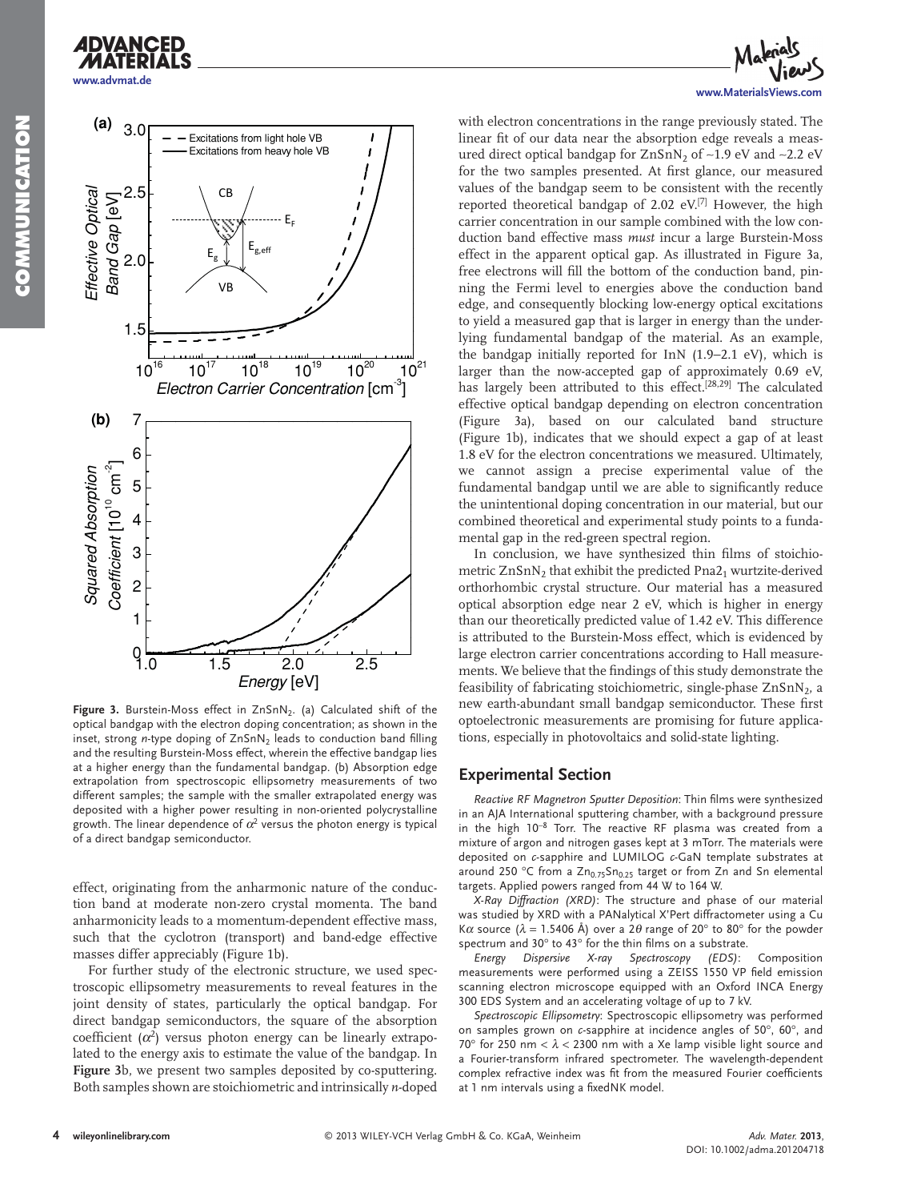(a)

Effective Optical Band Gap [eV]

3.0

2.5

2.0

1.5

Excitations from light hole VB

Excitations from heavy hole VB

CB

VB

$E_F$

$E_g$

$E_{g,eff}$

$10^{16}$ $10^{17}$ $10^{18}$ $10^{19}$ $10^{20}$ $10^{21}$

Electron Carrier Concentration [cm$^{-3}$]

(b)

Squared Absorption Coefficient [$10^{10}$ cm$^{-2}$]

7

6

5

4

3

2

1

0

1.0 1.5 2.0 2.5

Energy [eV]

**Figure 3.** Burstein-Moss effect in $ZnSnN_2$. (a) Calculated shift of the optical bandgap with the electron doping concentration; as shown in the inset, strong *n*-type doping of $ZnSnN_2$ leads to conduction band filling and the resulting Burstein-Moss effect, wherein the effective bandgap lies at a higher energy than the fundamental bandgap. (b) Absorption edge extrapolation from spectroscopic ellipsometry measurements of two different samples; the sample with the smaller extrapolated energy was deposited with a higher power resulting in non-oriented polycrystalline growth. The linear dependence of $\alpha^2$ versus the photon energy is typical of a direct bandgap semiconductor.

effect, originating from the anharmonic nature of the conduction band at moderate non-zero crystal momenta. The band anharmonicity leads to a momentum-dependent effective mass, such that the cyclotron (transport) and band-edge effective masses differ appreciably (Figure 1b).

For further study of the electronic structure, we used spectroscopic ellipsometry measurements to reveal features in the joint density of states, particularly the optical bandgap. For direct bandgap semiconductors, the square of the absorption coefficient ($\alpha^2$) versus photon energy can be linearly extrapolated to the energy axis to estimate the value of the bandgap. In **Figure 3**b, we present two samples deposited by co-sputtering. Both samples shown are stoichiometric and intrinsically *n*-doped with electron concentrations in the range previously stated. The linear fit of our data near the absorption edge reveals a measured direct optical bandgap for $ZnSnN_2$ of ~1.9 eV and ~2.2 eV for the two samples presented. At first glance, our measured values of the bandgap seem to be consistent with the recently reported theoretical bandgap of 2.02 eV.[7] However, the high carrier concentration in our sample combined with the low conduction band effective mass *must* incur a large Burstein-Moss effect in the apparent optical gap. As illustrated in Figure 3a, free electrons will fill the bottom of the conduction band, pinning the Fermi level to energies above the conduction band edge, and consequently blocking low-energy optical excitations to yield a measured gap that is larger in energy than the underlying fundamental bandgap of the material. As an example, the bandgap initially reported for InN (1.9–2.1 eV), which is larger than the now-accepted gap of approximately 0.69 eV, has largely been attributed to this effect.[28,29] The calculated effective optical bandgap depending on electron concentration (Figure 3a), based on our calculated band structure (Figure 1b), indicates that we should expect a gap of at least 1.8 eV for the electron concentrations we measured. Ultimately, we cannot assign a precise experimental value of the fundamental bandgap until we are able to significantly reduce the unintentional doping concentration in our material, but our combined theoretical and experimental study points to a fundamental gap in the red-green spectral region.

In conclusion, we have synthesized thin films of stoichiometric $ZnSnN_2$ that exhibit the predicted $Pna2_1$ wurtzite-derived orthorhombic crystal structure. Our material has a measured optical absorption edge near 2 eV, which is higher in energy than our theoretically predicted value of 1.42 eV. This difference is attributed to the Burstein-Moss effect, which is evidenced by large electron carrier concentrations according to Hall measurements. We believe that the findings of this study demonstrate the feasibility of fabricating stoichiometric, single-phase $ZnSnN_2$, a new earth-abundant small bandgap semiconductor. These first optoelectronic measurements are promising for future applications, especially in photovoltaics and solid-state lighting.

## Experimental Section

*Reactive RF Magnetron Sputter Deposition*: Thin films were synthesized in an AJA International sputtering chamber, with a background pressure in the high $10^{-8}$ Torr. The reactive RF plasma was created from a mixture of argon and nitrogen gases kept at 3 mTorr. The materials were deposited on *c*-sapphire and LUMILOG *c*-GaN template substrates at around 250 °C from a $Zn_{0.75}Sn_{0.25}$ target or from Zn and Sn elemental targets. Applied powers ranged from 44 W to 164 W.

*X-Ray Diffraction (XRD)*: The structure and phase of our material was studied by XRD with a PANalytical X'Pert diffractometer using a Cu K$\alpha$ source ($\lambda$ = 1.5406 Å) over a 2$\theta$ range of 20° to 80° for the powder spectrum and 30° to 43° for the thin films on a substrate.

*Energy Dispersive X-ray Spectroscopy (EDS)*: Composition measurements were performed using a ZEISS 1550 VP field emission scanning electron microscope equipped with an Oxford INCA Energy 300 EDS System and an accelerating voltage of up to 7 kV.

*Spectroscopic Ellipsometry*: Spectroscopic ellipsometry was performed on samples grown on *c*-sapphire at incidence angles of 50°, 60°, and 70° for 250 nm < $\lambda$ < 2300 nm with a Xe lamp visible light source and a Fourier-transform infrared spectrometer. The wavelength-dependent complex refractive index was fit from the measured Fourier coefficients at 1 nm intervals using a fixedNK model.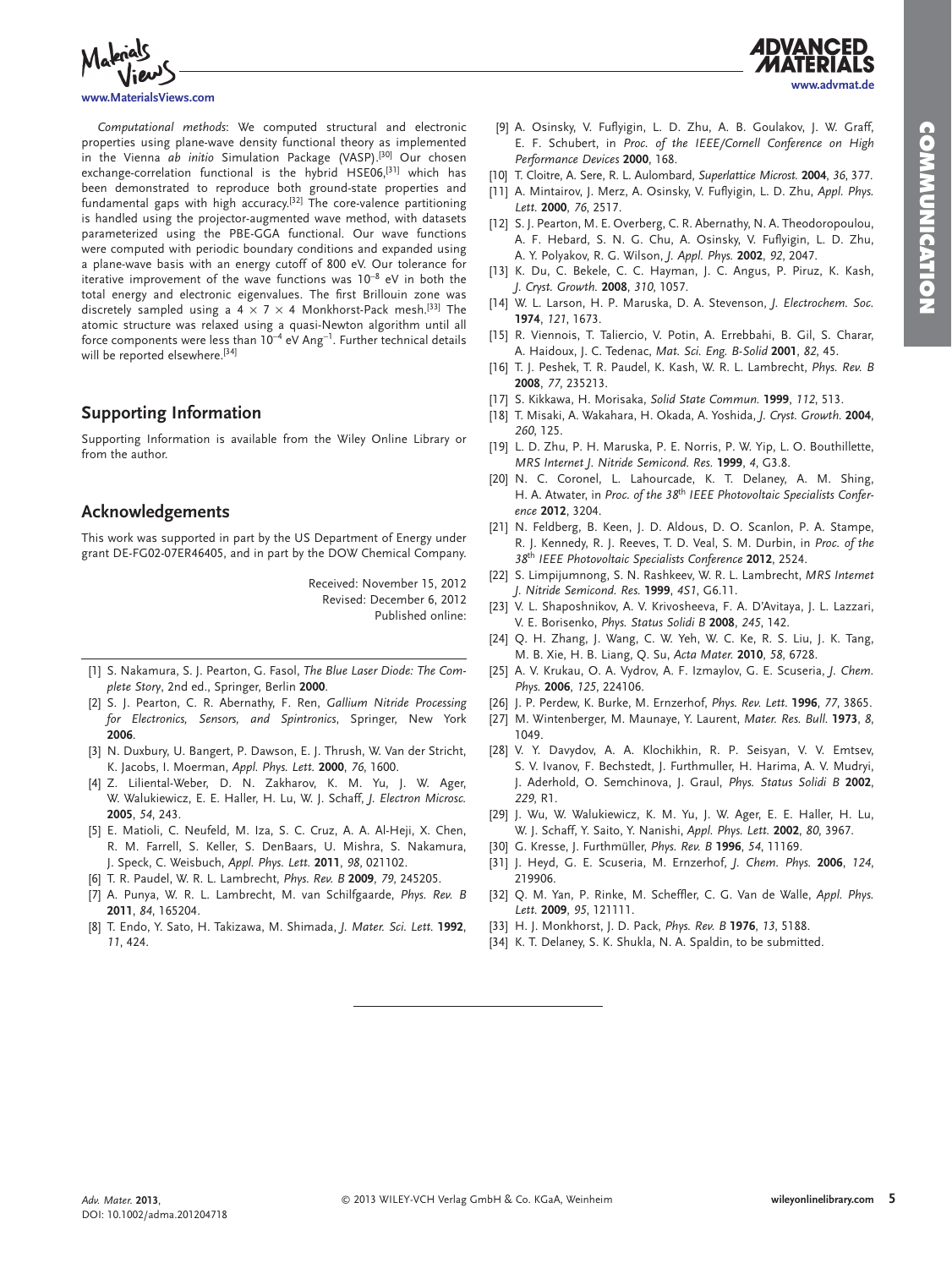*Computational methods*: We computed structural and electronic properties using plane-wave density functional theory as implemented in the Vienna *ab initio* Simulation Package (VASP).[30] Our chosen exchange-correlation functional is the hybrid HSE06,[31] which has been demonstrated to reproduce both ground-state properties and fundamental gaps with high accuracy.[32] The core-valence partitioning is handled using the projector-augmented wave method, with datasets parameterized using the PBE-GGA functional. Our wave functions were computed with periodic boundary conditions and expanded using a plane-wave basis with an energy cutoff of 800 eV. Our tolerance for iterative improvement of the wave functions was $10^{-8}$ eV in both the total energy and electronic eigenvalues. The first Brillouin zone was discretely sampled using a $4 \times 7 \times 4$ Monkhorst-Pack mesh.[33] The atomic structure was relaxed using a quasi-Newton algorithm until all force components were less than $10^{-4}$ eV Ang$^{-1}$. Further technical details will be reported elsewhere.[34]

## Supporting Information

Supporting Information is available from the Wiley Online Library or from the author.

## Acknowledgements

This work was supported in part by the US Department of Energy under grant DE-FG02-07ER46405, and in part by the DOW Chemical Company.

Received: November 15, 2012
Revised: December 6, 2012
Published online:

[1] S. Nakamura, S. J. Pearton, G. Fasol, *The Blue Laser Diode: The Complete Story*, 2nd ed., Springer, Berlin **2000**.
[2] S. J. Pearton, C. R. Abernathy, F. Ren, *Gallium Nitride Processing for Electronics, Sensors, and Spintronics*, Springer, New York **2006**.
[3] N. Duxbury, U. Bangert, P. Dawson, E. J. Thrush, W. Van der Stricht, K. Jacobs, I. Moerman, *Appl. Phys. Lett.* **2000**, *76*, 1600.
[4] Z. Liliental-Weber, D. N. Zakharov, K. M. Yu, J. W. Ager, W. Walukiewicz, E. E. Haller, H. Lu, W. J. Schaff, *J. Electron Microsc.* **2005**, *54*, 243.
[5] E. Matioli, C. Neufeld, M. Iza, S. C. Cruz, A. A. Al-Heji, X. Chen, R. M. Farrell, S. Keller, S. DenBaars, U. Mishra, S. Nakamura, J. Speck, C. Weisbuch, *Appl. Phys. Lett.* **2011**, *98*, 021102.
[6] T. R. Paudel, W. R. L. Lambrecht, *Phys. Rev. B* **2009**, *79*, 245205.
[7] A. Punya, W. R. L. Lambrecht, M. van Schilfgaarde, *Phys. Rev. B* **2011**, *84*, 165204.
[8] T. Endo, Y. Sato, H. Takizawa, M. Shimada, *J. Mater. Sci. Lett.* **1992**, *11*, 424.
[9] A. Osinsky, V. Fuflyigin, L. D. Zhu, A. B. Goulakov, J. W. Graff, E. F. Schubert, in *Proc. of the IEEE/Cornell Conference on High Performance Devices* **2000**, 168.
[10] T. Cloitre, A. Sere, R. L. Aulombard, *Superlattice Microst.* **2004**, *36*, 377.
[11] A. Mintairov, J. Merz, A. Osinsky, V. Fuflyigin, L. D. Zhu, *Appl. Phys. Lett.* **2000**, *76*, 2517.
[12] S. J. Pearton, M. E. Overberg, C. R. Abernathy, N. A. Theodoropoulou, A. F. Hebard, S. N. G. Chu, A. Osinsky, V. Fuflyigin, L. D. Zhu, A. Y. Polyakov, R. G. Wilson, *J. Appl. Phys.* **2002**, *92*, 2047.
[13] K. Du, C. Bekele, C. C. Hayman, J. C. Angus, P. Piruz, K. Kash, *J. Cryst. Growth.* **2008**, *310*, 1057.
[14] W. L. Larson, H. P. Maruska, D. A. Stevenson, *J. Electrochem. Soc.* **1974**, *121*, 1673.
[15] R. Viennois, T. Taliercio, V. Potin, A. Errebbahi, B. Gil, S. Charar, A. Haidoux, J. C. Tedenac, *Mat. Sci. Eng. B-Solid* **2001**, *82*, 45.
[16] T. J. Peshek, T. R. Paudel, K. Kash, W. R. L. Lambrecht, *Phys. Rev. B* **2008**, *77*, 235213.
[17] S. Kikkawa, H. Morisaka, *Solid State Commun.* **1999**, *112*, 513.
[18] T. Misaki, A. Wakahara, H. Okada, A. Yoshida, *J. Cryst. Growth.* **2004**, *260*, 125.
[19] L. D. Zhu, P. H. Maruska, P. E. Norris, P. W. Yip, L. O. Bouthillette, *MRS Internet J. Nitride Semicond. Res.* **1999**, *4*, G3.8.
[20] N. C. Coronel, L. Lahourcade, K. T. Delaney, A. M. Shing, H. A. Atwater, in *Proc. of the 38th IEEE Photovoltaic Specialists Conference* **2012**, 3204.
[21] N. Feldberg, B. Keen, J. D. Aldous, D. O. Scanlon, P. A. Stampe, R. J. Kennedy, R. J. Reeves, T. D. Veal, S. M. Durbin, in *Proc. of the 38th IEEE Photovoltaic Specialists Conference* **2012**, 2524.
[22] S. Limpijumnong, S. N. Rashkeev, W. R. L. Lambrecht, *MRS Internet J. Nitride Semicond. Res.* **1999**, *4S1*, G6.11.
[23] V. L. Shaposhnikov, A. V. Krivosheeva, F. A. D'Avitaya, J. L. Lazzari, V. E. Borisenko, *Phys. Status Solidi B* **2008**, *245*, 142.
[24] Q. H. Zhang, J. Wang, C. W. Yeh, W. C. Ke, R. S. Liu, J. K. Tang, M. B. Xie, H. B. Liang, Q. Su, *Acta Mater.* **2010**, *58*, 6728.
[25] A. V. Krukau, O. A. Vydrov, A. F. Izmaylov, G. E. Scuseria, *J. Chem. Phys.* **2006**, *125*, 224106.
[26] J. P. Perdew, K. Burke, M. Ernzerhof, *Phys. Rev. Lett.* **1996**, *77*, 3865.
[27] M. Wintenberger, M. Maunaye, Y. Laurent, *Mater. Res. Bull.* **1973**, *8*, 1049.
[28] V. Y. Davydov, A. A. Klochikhin, R. P. Seisyan, V. V. Emtsev, S. V. Ivanov, F. Bechstedt, J. Furthmuller, H. Harima, A. V. Mudryi, J. Aderhold, O. Semchinova, J. Graul, *Phys. Status Solidi B* **2002**, *229*, R1.
[29] J. Wu, W. Walukiewicz, K. M. Yu, J. W. Ager, E. E. Haller, H. Lu, W. J. Schaff, Y. Saito, Y. Nanishi, *Appl. Phys. Lett.* **2002**, *80*, 3967.
[30] G. Kresse, J. Furthmüller, *Phys. Rev. B* **1996**, *54*, 11169.
[31] J. Heyd, G. E. Scuseria, M. Ernzerhof, *J. Chem. Phys.* **2006**, *124*, 219906.
[32] Q. M. Yan, P. Rinke, M. Scheffler, C. G. Van de Walle, *Appl. Phys. Lett.* **2009**, *95*, 121111.
[33] H. J. Monkhorst, J. D. Pack, *Phys. Rev. B* **1976**, *13*, 5188.
[34] K. T. Delaney, S. K. Shukla, N. A. Spaldin, to be submitted.